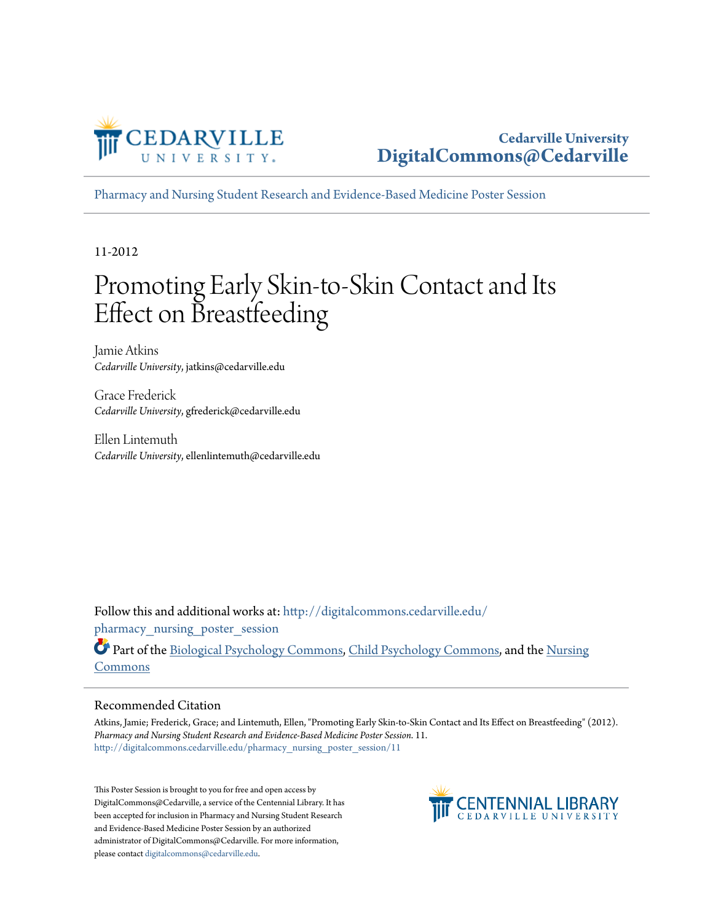Cedarville University
DigitalCommons@Cedarville

Pharmacy and Nursing Student Research and Evidence-Based Medicine Poster Session

11-2012

# Promoting Early Skin-to-Skin Contact and Its Effect on Breastfeeding

Jamie Atkins
*Cedarville University*, jatkins@cedarville.edu

Grace Frederick
*Cedarville University*, gfrederick@cedarville.edu

Ellen Lintemuth
*Cedarville University*, ellenlintemuth@cedarville.edu

Follow this and additional works at: http://digitalcommons.cedarville.edu/pharmacy_nursing_poster_session

Part of the Biological Psychology Commons, Child Psychology Commons, and the Nursing Commons

## Recommended Citation

Atkins, Jamie; Frederick, Grace; and Lintemuth, Ellen, "Promoting Early Skin-to-Skin Contact and Its Effect on Breastfeeding" (2012). *Pharmacy and Nursing Student Research and Evidence-Based Medicine Poster Session*. 11.
http://digitalcommons.cedarville.edu/pharmacy_nursing_poster_session/11

This Poster Session is brought to you for free and open access by DigitalCommons@Cedarville, a service of the Centennial Library. It has been accepted for inclusion in Pharmacy and Nursing Student Research and Evidence-Based Medicine Poster Session by an authorized administrator of DigitalCommons@Cedarville. For more information, please contact digitalcommons@cedarville.edu.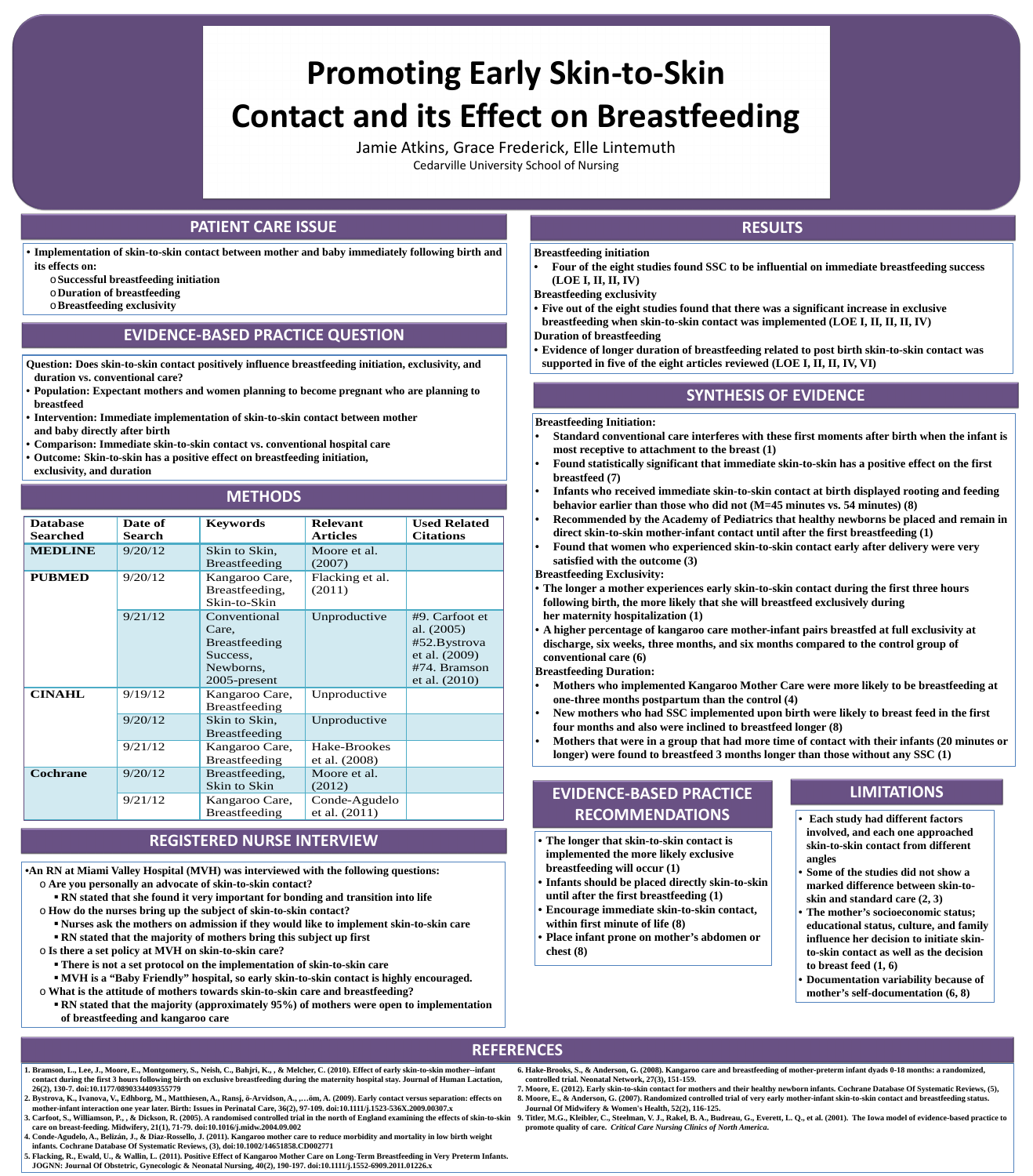# Promoting Early Skin-to-Skin Contact and its Effect on Breastfeeding

Jamie Atkins, Grace Frederick, Elle Lintemuth

Cedarville University School of Nursing

## PATIENT CARE ISSUE

- **Implementation of skin-to-skin contact between mother and baby immediately following birth and its effects on:**
  - **Successful breastfeeding initiation**
  - **Duration of breastfeeding**
  - **Breastfeeding exclusivity**

## EVIDENCE-BASED PRACTICE QUESTION

**Question: Does skin-to-skin contact positively influence breastfeeding initiation, exclusivity, and duration vs. conventional care?**

- **Population: Expectant mothers and women planning to become pregnant who are planning to breastfeed**
- **Intervention: Immediate implementation of skin-to-skin contact between mother and baby directly after birth**
- **Comparison: Immediate skin-to-skin contact vs. conventional hospital care**
- **Outcome: Skin-to-skin has a positive effect on breastfeeding initiation, exclusivity, and duration**

## METHODS

| Database Searched | Date of Search | Keywords | Relevant Articles | Used Related Citations |
|---|---|---|---|---|
| MEDLINE | 9/20/12 | Skin to Skin, Breastfeeding | Moore et al. (2007) | |
| PUBMED | 9/20/12 | Kangaroo Care, Breastfeeding, Skin-to-Skin | Flacking et al. (2011) | |
| | 9/21/12 | Conventional Care, Breastfeeding Success, Newborns, 2005-present | Unproductive | #9. Carfoot et al. (2005) #52.Bystrova et al. (2009) #74. Bramson et al. (2010) |
| CINAHL | 9/19/12 | Kangaroo Care, Breastfeeding | Unproductive | |
| | 9/20/12 | Skin to Skin, Breastfeeding | Unproductive | |
| | 9/21/12 | Kangaroo Care, Breastfeeding | Hake-Brookes et al. (2008) | |
| Cochrane | 9/20/12 | Breastfeeding, Skin to Skin | Moore et al. (2012) | |
| | 9/21/12 | Kangaroo Care, Breastfeeding | Conde-Agudelo et al. (2011) | |

## REGISTERED NURSE INTERVIEW

- **An RN at Miami Valley Hospital (MVH) was interviewed with the following questions:**
  - **Are you personally an advocate of skin-to-skin contact?**
    - **RN stated that she found it very important for bonding and transition into life**
  - **How do the nurses bring up the subject of skin-to-skin contact?**
    - **Nurses ask the mothers on admission if they would like to implement skin-to-skin care**
    - **RN stated that the majority of mothers bring this subject up first**
  - **Is there a set policy at MVH on skin-to-skin care?**
    - **There is not a set protocol on the implementation of skin-to-skin care**
    - **MVH is a "Baby Friendly" hospital, so early skin-to-skin contact is highly encouraged.**
  - **What is the attitude of mothers towards skin-to-skin care and breastfeeding?**
    - **RN stated that the majority (approximately 95%) of mothers were open to implementation of breastfeeding and kangaroo care**

## RESULTS

**Breastfeeding initiation**

- **Four of the eight studies found SSC to be influential on immediate breastfeeding success (LOE I, II, II, IV)**

**Breastfeeding exclusivity**

- **Five out of the eight studies found that there was a significant increase in exclusive breastfeeding when skin-to-skin contact was implemented (LOE I, II, II, II, IV)**

**Duration of breastfeeding**

- **Evidence of longer duration of breastfeeding related to post birth skin-to-skin contact was supported in five of the eight articles reviewed (LOE I, II, II, IV, VI)**

## SYNTHESIS OF EVIDENCE

**Breastfeeding Initiation:**

- **Standard conventional care interferes with these first moments after birth when the infant is most receptive to attachment to the breast (1)**
- **Found statistically significant that immediate skin-to-skin has a positive effect on the first breastfeed (7)**
- **Infants who received immediate skin-to-skin contact at birth displayed rooting and feeding behavior earlier than those who did not (M=45 minutes vs. 54 minutes) (8)**
- **Recommended by the Academy of Pediatrics that healthy newborns be placed and remain in direct skin-to-skin mother-infant contact until after the first breastfeeding (1)**
- **Found that women who experienced skin-to-skin contact early after delivery were very satisfied with the outcome (3)**

**Breastfeeding Exclusivity:**

- **The longer a mother experiences early skin-to-skin contact during the first three hours following birth, the more likely that she will breastfeed exclusively during her maternity hospitalization (1)**
- **A higher percentage of kangaroo care mother-infant pairs breastfed at full exclusivity at discharge, six weeks, three months, and six months compared to the control group of conventional care (6)**

**Breastfeeding Duration:**

- **Mothers who implemented Kangaroo Mother Care were more likely to be breastfeeding at one-three months postpartum than the control (4)**
- **New mothers who had SSC implemented upon birth were likely to breast feed in the first four months and also were inclined to breastfeed longer (8)**
- **Mothers that were in a group that had more time of contact with their infants (20 minutes or longer) were found to breastfeed 3 months longer than those without any SSC (1)**

## EVIDENCE-BASED PRACTICE RECOMMENDATIONS

- **The longer that skin-to-skin contact is implemented the more likely exclusive breastfeeding will occur (1)**
- **Infants should be placed directly skin-to-skin until after the first breastfeeding (1)**
- **Encourage immediate skin-to-skin contact, within first minute of life (8)**
- **Place infant prone on mother's abdomen or chest (8)**

## LIMITATIONS

- **Each study had different factors involved, and each one approached skin-to-skin contact from different angles**
- **Some of the studies did not show a marked difference between skin-to-skin and standard care (2, 3)**
- **The mother's socioeconomic status; educational status, culture, and family influence her decision to initiate skin-to-skin contact as well as the decision to breast feed (1, 6)**
- **Documentation variability because of mother's self-documentation (6, 8)**

## REFERENCES

1. Bramson, L., Lee, J., Moore, E., Montgomery, S., Neish, C., Bahjri, K., , & Melcher, C. (2010). Effect of early skin-to-skin mother--infant contact during the first 3 hours following birth on exclusive breastfeeding during the maternity hospital stay. Journal of Human Lactation, 26(2), 130-7. doi:10.1177/0890334409355779
2. Bystrova, K., Ivanova, V., Edhborg, M., Matthiesen, A., Ransj, ö-Arvidson, A., ,…öm, A. (2009). Early contact versus separation: effects on mother-infant interaction one year later. Birth: Issues in Perinatal Care, 36(2), 97-109. doi:10.1111/j.1523-536X.2009.00307.x
3. Carfoot, S., Williamson, P., , & Dickson, R. (2005). A randomised controlled trial in the north of England examining the effects of skin-to-skin care on breast-feeding. Midwifery, 21(1), 71-79. doi:10.1016/j.midw.2004.09.002
4. Conde-Agudelo, A., Belizán, J., & Diaz-Rossello, J. (2011). Kangaroo mother care to reduce morbidity and mortality in low birth weight infants. Cochrane Database Of Systematic Reviews, (3), doi:10.1002/14651858.CD002771
5. Flacking, R., Ewald, U., & Wallin, L. (2011). Positive Effect of Kangaroo Mother Care on Long-Term Breastfeeding in Very Preterm Infants. JOGNN: Journal Of Obstetric, Gynecologic & Neonatal Nursing, 40(2), 190-197. doi:10.1111/j.1552-6909.2011.01226.x
6. Hake-Brooks, S., & Anderson, G. (2008). Kangaroo care and breastfeeding of mother-preterm infant dyads 0-18 months: a randomized, controlled trial. Neonatal Network, 27(3), 151-159.
7. Moore, E. (2012). Early skin-to-skin contact for mothers and their healthy newborn infants. Cochrane Database Of Systematic Reviews, (5),
8. Moore, E., & Anderson, G. (2007). Randomized controlled trial of very early mother-infant skin-to-skin contact and breastfeeding status. Journal Of Midwifery & Women's Health, 52(2), 116-125.
9. Titler, M.G., Kleibler, C., Steelman, V. J., Rakel, B. A., Budreau, G., Everett, L. Q., et al. (2001). The Iowa model of evidence-based practice to promote quality of care. *Critical Care Nursing Clinics of North America.*